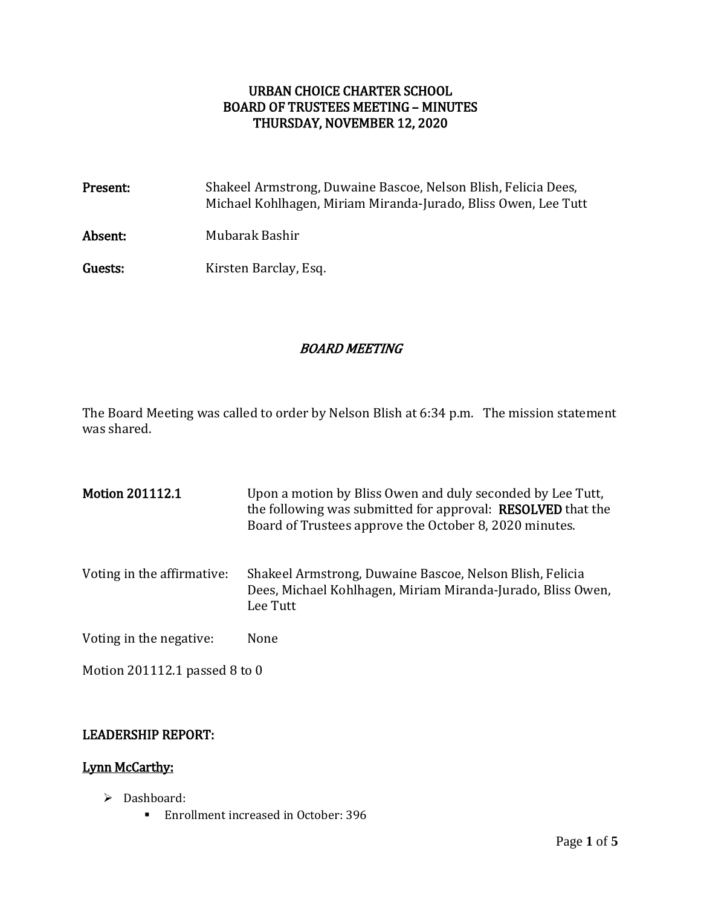# URBAN CHOICE CHARTER SCHOOL
# BOARD OF TRUSTEES MEETING – MINUTES
# THURSDAY, NOVEMBER 12, 2020

**Present:** Shakeel Armstrong, Duwaine Bascoe, Nelson Blish, Felicia Dees, Michael Kohlhagen, Miriam Miranda-Jurado, Bliss Owen, Lee Tutt

**Absent:** Mubarak Bashir

**Guests:** Kirsten Barclay, Esq.

## *BOARD MEETING*

The Board Meeting was called to order by Nelson Blish at 6:34 p.m. The mission statement was shared.

**Motion 201112.1** Upon a motion by Bliss Owen and duly seconded by Lee Tutt, the following was submitted for approval: **RESOLVED** that the Board of Trustees approve the October 8, 2020 minutes.

Voting in the affirmative: Shakeel Armstrong, Duwaine Bascoe, Nelson Blish, Felicia Dees, Michael Kohlhagen, Miriam Miranda-Jurado, Bliss Owen, Lee Tutt

Voting in the negative: None

Motion 201112.1 passed 8 to 0

## LEADERSHIP REPORT:

### Lynn McCarthy:

- Dashboard:
  - Enrollment increased in October: 396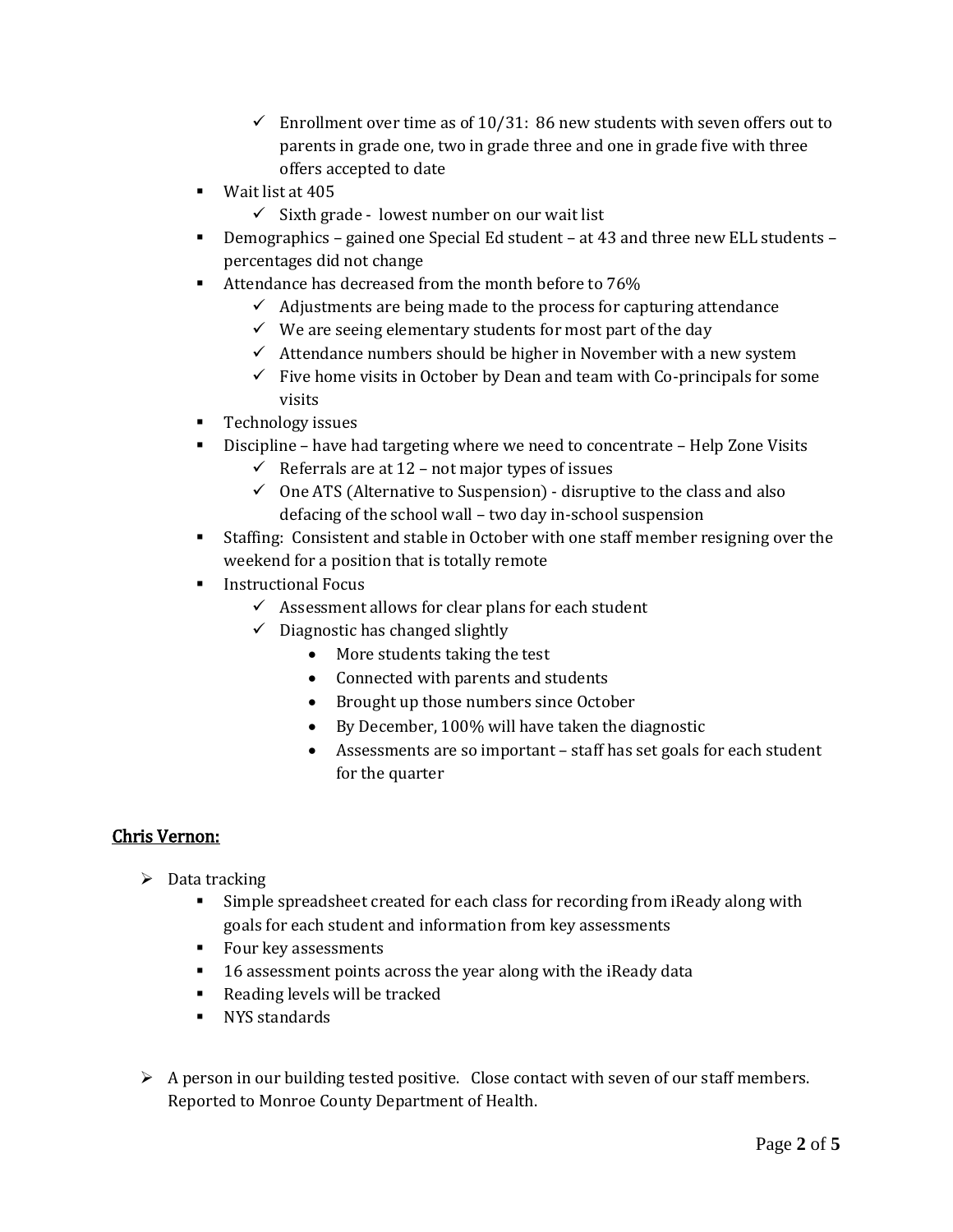- Enrollment over time as of 10/31: 86 new students with seven offers out to parents in grade one, two in grade three and one in grade five with three offers accepted to date
  - Wait list at 405
    - Sixth grade - lowest number on our wait list
  - Demographics – gained one Special Ed student – at 43 and three new ELL students – percentages did not change
  - Attendance has decreased from the month before to 76%
    - Adjustments are being made to the process for capturing attendance
    - We are seeing elementary students for most part of the day
    - Attendance numbers should be higher in November with a new system
    - Five home visits in October by Dean and team with Co-principals for some visits
  - Technology issues
  - Discipline – have had targeting where we need to concentrate – Help Zone Visits
    - Referrals are at 12 – not major types of issues
    - One ATS (Alternative to Suspension) - disruptive to the class and also defacing of the school wall – two day in-school suspension
  - Staffing: Consistent and stable in October with one staff member resigning over the weekend for a position that is totally remote
  - Instructional Focus
    - Assessment allows for clear plans for each student
    - Diagnostic has changed slightly
      - More students taking the test
      - Connected with parents and students
      - Brought up those numbers since October
      - By December, 100% will have taken the diagnostic
      - Assessments are so important – staff has set goals for each student for the quarter

## Chris Vernon:

- Data tracking
  - Simple spreadsheet created for each class for recording from iReady along with goals for each student and information from key assessments
  - Four key assessments
  - 16 assessment points across the year along with the iReady data
  - Reading levels will be tracked
  - NYS standards

- A person in our building tested positive. Close contact with seven of our staff members. Reported to Monroe County Department of Health.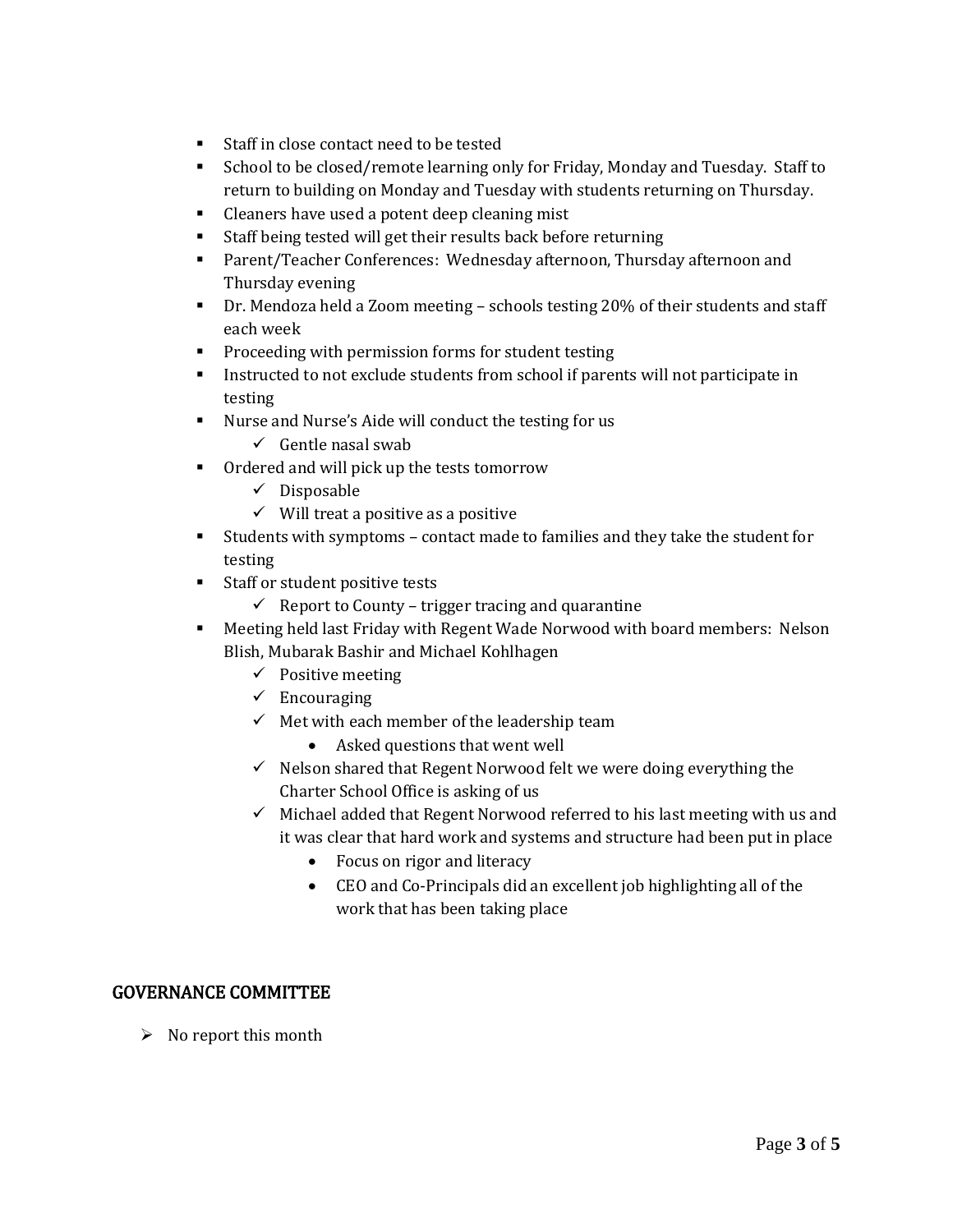- Staff in close contact need to be tested
- School to be closed/remote learning only for Friday, Monday and Tuesday. Staff to return to building on Monday and Tuesday with students returning on Thursday.
- Cleaners have used a potent deep cleaning mist
- Staff being tested will get their results back before returning
- Parent/Teacher Conferences: Wednesday afternoon, Thursday afternoon and Thursday evening
- Dr. Mendoza held a Zoom meeting – schools testing 20% of their students and staff each week
- Proceeding with permission forms for student testing
- Instructed to not exclude students from school if parents will not participate in testing
- Nurse and Nurse's Aide will conduct the testing for us
  - ✓ Gentle nasal swab
- Ordered and will pick up the tests tomorrow
  - ✓ Disposable
  - ✓ Will treat a positive as a positive
- Students with symptoms – contact made to families and they take the student for testing
- Staff or student positive tests
  - ✓ Report to County – trigger tracing and quarantine
- Meeting held last Friday with Regent Wade Norwood with board members: Nelson Blish, Mubarak Bashir and Michael Kohlhagen
  - ✓ Positive meeting
  - ✓ Encouraging
  - ✓ Met with each member of the leadership team
    - Asked questions that went well
  - ✓ Nelson shared that Regent Norwood felt we were doing everything the Charter School Office is asking of us
  - ✓ Michael added that Regent Norwood referred to his last meeting with us and it was clear that hard work and systems and structure had been put in place
    - Focus on rigor and literacy
    - CEO and Co-Principals did an excellent job highlighting all of the work that has been taking place

## GOVERNANCE COMMITTEE

- No report this month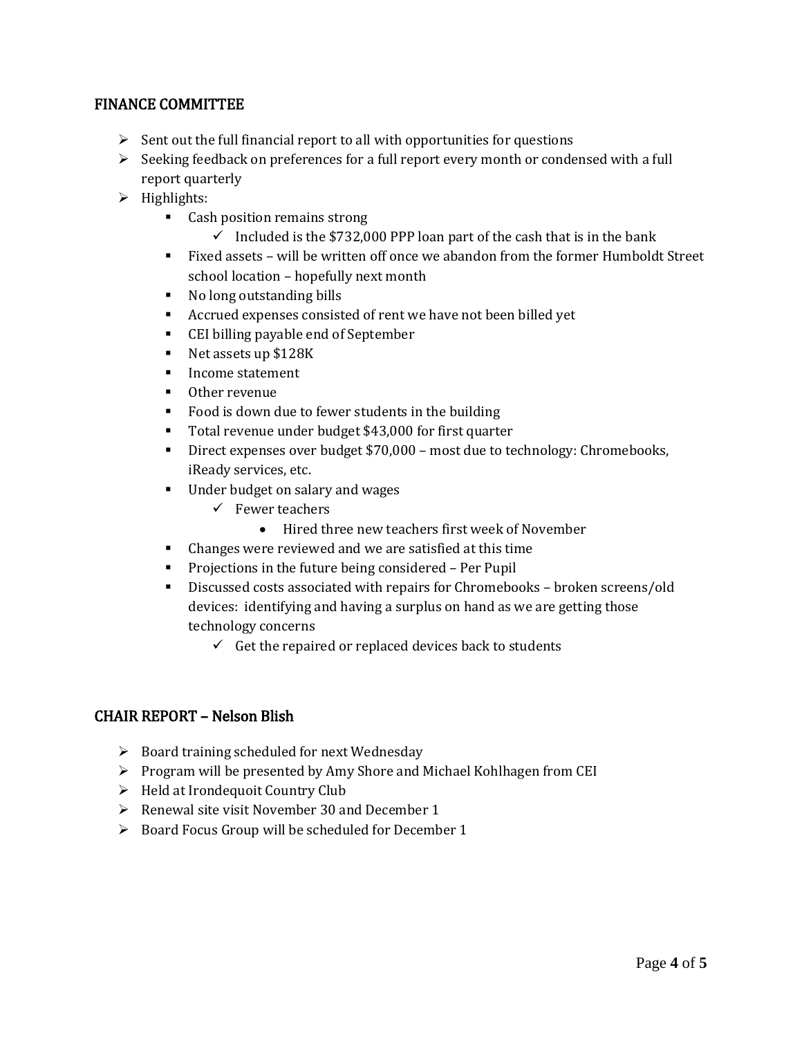## FINANCE COMMITTEE

- Sent out the full financial report to all with opportunities for questions
- Seeking feedback on preferences for a full report every month or condensed with a full report quarterly
- Highlights:
  - Cash position remains strong
    - Included is the $732,000 PPP loan part of the cash that is in the bank
  - Fixed assets – will be written off once we abandon from the former Humboldt Street school location – hopefully next month
  - No long outstanding bills
  - Accrued expenses consisted of rent we have not been billed yet
  - CEI billing payable end of September
  - Net assets up $128K
  - Income statement
  - Other revenue
  - Food is down due to fewer students in the building
  - Total revenue under budget $43,000 for first quarter
  - Direct expenses over budget $70,000 – most due to technology: Chromebooks, iReady services, etc.
  - Under budget on salary and wages
    - Fewer teachers
      - Hired three new teachers first week of November
  - Changes were reviewed and we are satisfied at this time
  - Projections in the future being considered – Per Pupil
  - Discussed costs associated with repairs for Chromebooks – broken screens/old devices: identifying and having a surplus on hand as we are getting those technology concerns
    - Get the repaired or replaced devices back to students

## CHAIR REPORT – Nelson Blish

- Board training scheduled for next Wednesday
- Program will be presented by Amy Shore and Michael Kohlhagen from CEI
- Held at Irondequoit Country Club
- Renewal site visit November 30 and December 1
- Board Focus Group will be scheduled for December 1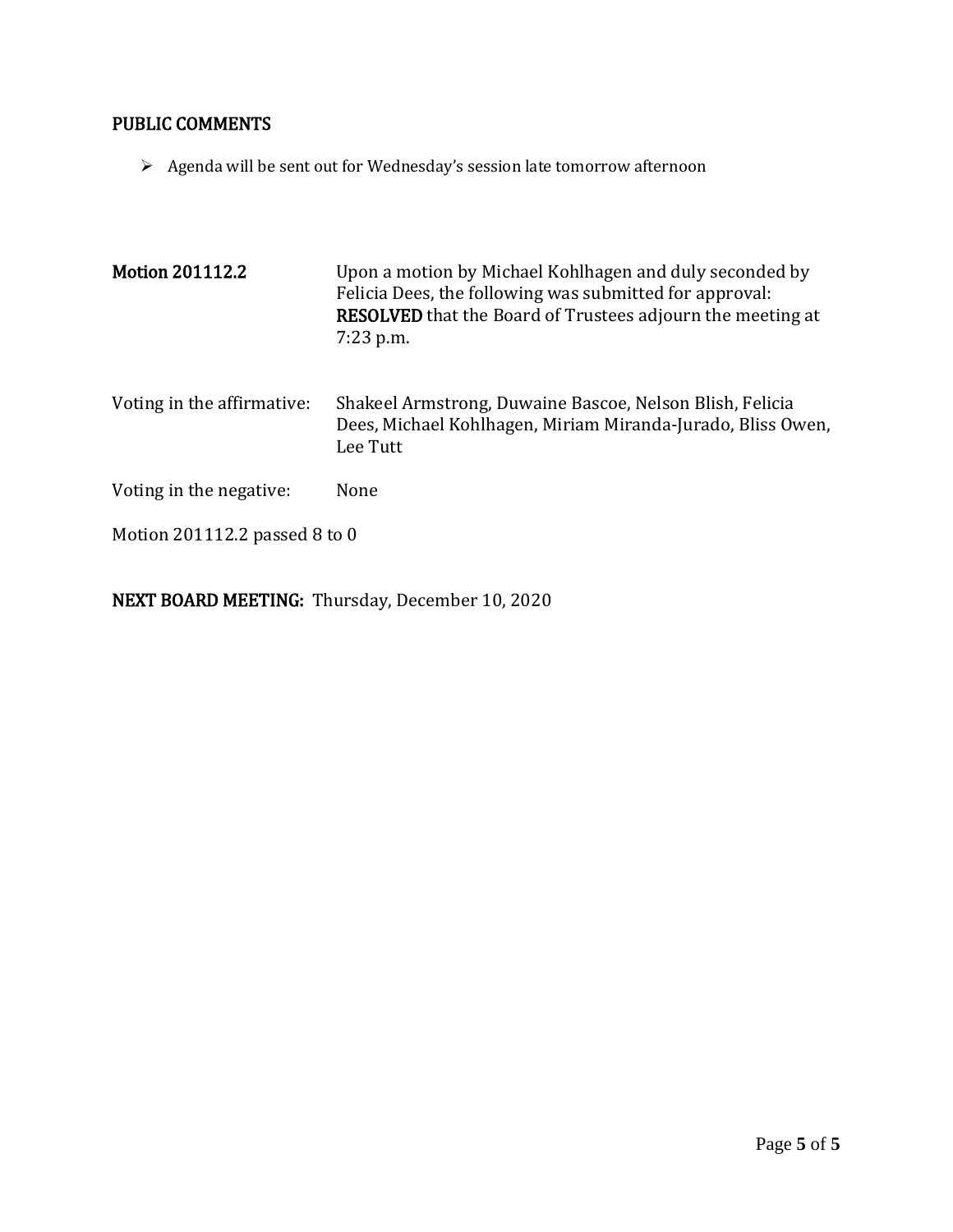## PUBLIC COMMENTS

- Agenda will be sent out for Wednesday's session late tomorrow afternoon

| | |
|---|---|
| **Motion 201112.2** | Upon a motion by Michael Kohlhagen and duly seconded by Felicia Dees, the following was submitted for approval: **RESOLVED** that the Board of Trustees adjourn the meeting at 7:23 p.m. |
| Voting in the affirmative: | Shakeel Armstrong, Duwaine Bascoe, Nelson Blish, Felicia Dees, Michael Kohlhagen, Miriam Miranda-Jurado, Bliss Owen, Lee Tutt |
| Voting in the negative: | None |

Motion 201112.2 passed 8 to 0

**NEXT BOARD MEETING:** Thursday, December 10, 2020